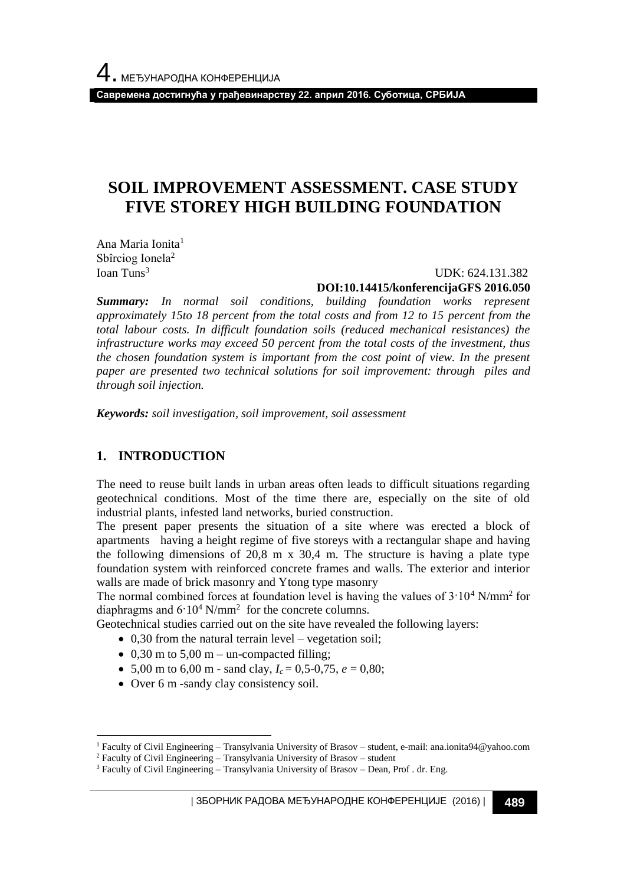# SOIL IMPROVEMENT ASSESSMENT. CASE STUDY FIVE STOREY HIGH BUILDING FOUNDATION

Ana Maria Ionita[1]
Sbîrciog Ionela[2]
Ioan Tuns[3]

UDK: 624.131.382
**DOI:10.14415/konferencijaGFS 2016.050**

***Summary:*** *In normal soil conditions, building foundation works represent approximately 15to 18 percent from the total costs and from 12 to 15 percent from the total labour costs. In difficult foundation soils (reduced mechanical resistances) the infrastructure works may exceed 50 percent from the total costs of the investment, thus the chosen foundation system is important from the cost point of view. In the present paper are presented two technical solutions for soil improvement: through piles and through soil injection.*

***Keywords:*** *soil investigation, soil improvement, soil assessment*

## 1. INTRODUCTION

The need to reuse built lands in urban areas often leads to difficult situations regarding geotechnical conditions. Most of the time there are, especially on the site of old industrial plants, infested land networks, buried construction.

The present paper presents the situation of a site where was erected a block of apartments having a height regime of five storeys with a rectangular shape and having the following dimensions of 20,8 m x 30,4 m. The structure is having a plate type foundation system with reinforced concrete frames and walls. The exterior and interior walls are made of brick masonry and Ytong type masonry

The normal combined forces at foundation level is having the values of $3 \cdot 10^4$ N/mm$^2$ for diaphragms and $6 \cdot 10^4$ N/mm$^2$ for the concrete columns.

Geotechnical studies carried out on the site have revealed the following layers:

- 0,30 from the natural terrain level – vegetation soil;
- 0,30 m to 5,00 m – un-compacted filling;
- 5,00 m to 6,00 m - sand clay, $I_c$ = 0,5-0,75, $e$ = 0,80;
- Over 6 m -sandy clay consistency soil.

---

[1] Faculty of Civil Engineering – Transylvania University of Brasov – student, e-mail: ana.ionita94@yahoo.com
[2] Faculty of Civil Engineering – Transylvania University of Brasov – student
[3] Faculty of Civil Engineering – Transylvania University of Brasov – Dean, Prof . dr. Eng.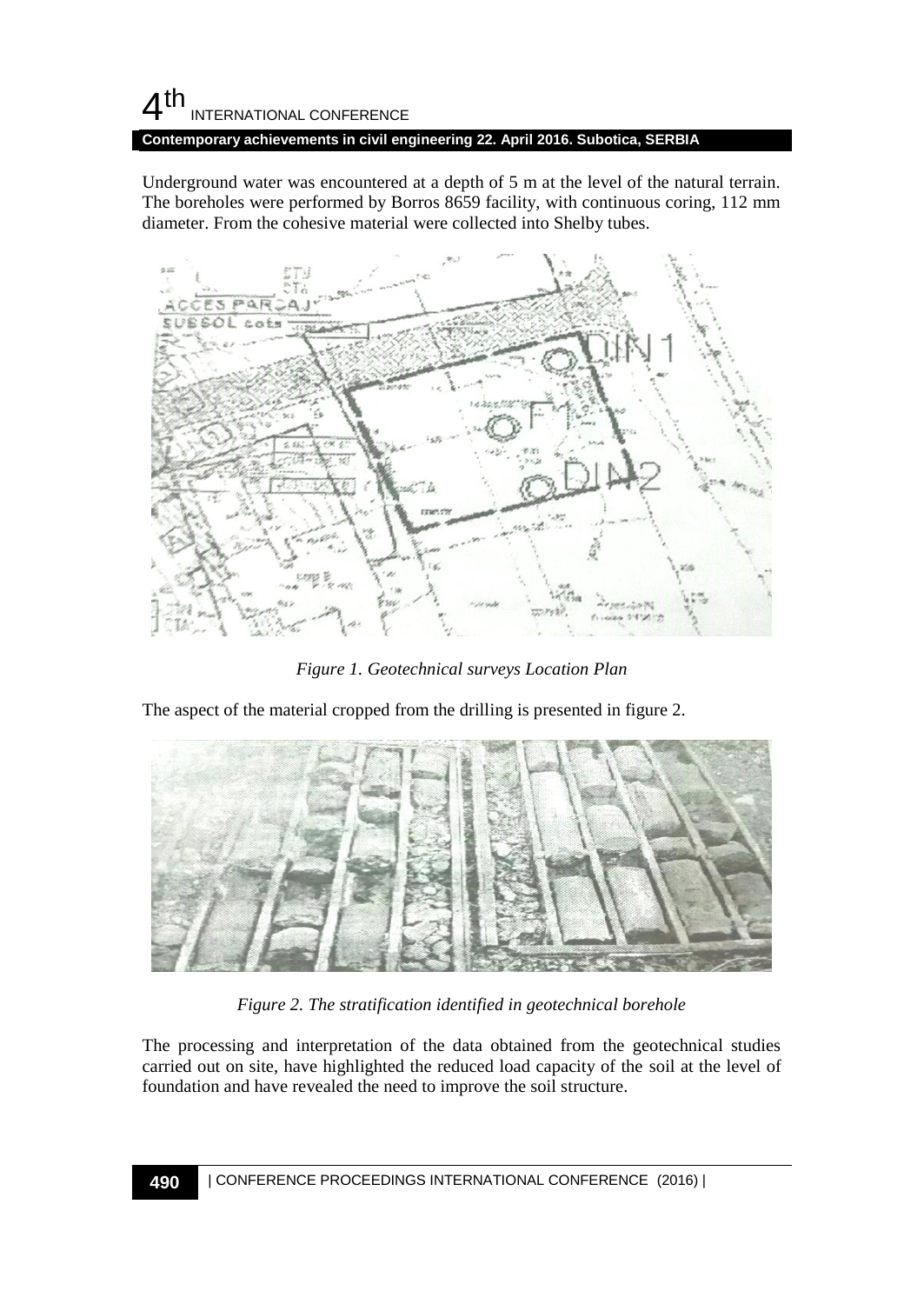Underground water was encountered at a depth of 5 m at the level of the natural terrain. The boreholes were performed by Borros 8659 facility, with continuous coring, 112 mm diameter. From the cohesive material were collected into Shelby tubes.

*Figure 1. Geotechnical surveys Location Plan*

The aspect of the material cropped from the drilling is presented in figure 2.

*Figure 2. The stratification identified in geotechnical borehole*

The processing and interpretation of the data obtained from the geotechnical studies carried out on site, have highlighted the reduced load capacity of the soil at the level of foundation and have revealed the need to improve the soil structure.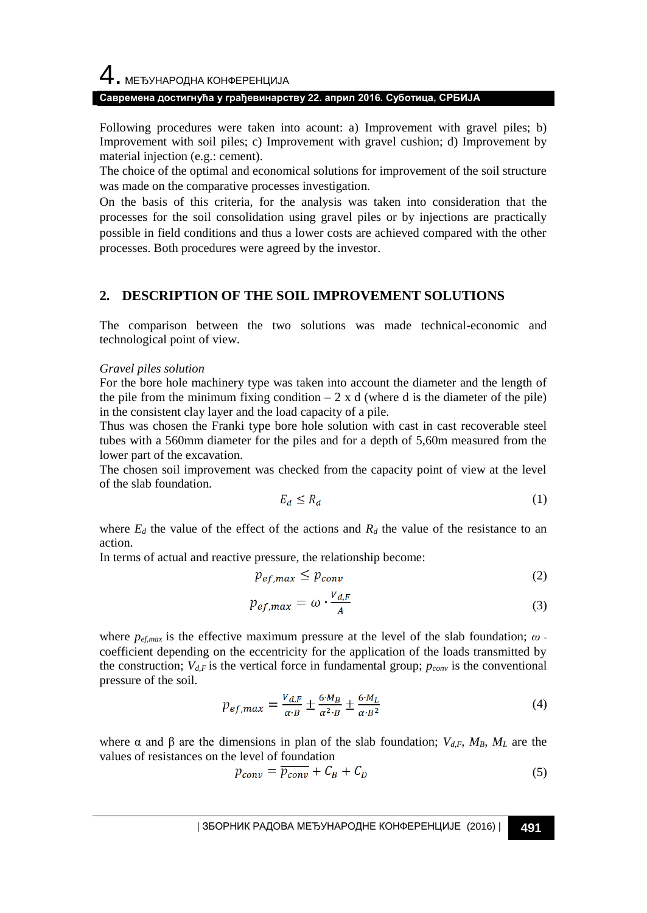Following procedures were taken into acount: a) Improvement with gravel piles; b) Improvement with soil piles; c) Improvement with gravel cushion; d) Improvement by material injection (e.g.: cement).

The choice of the optimal and economical solutions for improvement of the soil structure was made on the comparative processes investigation.

On the basis of this criteria, for the analysis was taken into consideration that the processes for the soil consolidation using gravel piles or by injections are practically possible in field conditions and thus a lower costs are achieved compared with the other processes. Both procedures were agreed by the investor.

## 2. DESCRIPTION OF THE SOIL IMPROVEMENT SOLUTIONS

The comparison between the two solutions was made technical-economic and technological point of view.

*Gravel piles solution*

For the bore hole machinery type was taken into account the diameter and the length of the pile from the minimum fixing condition – 2 x d (where d is the diameter of the pile) in the consistent clay layer and the load capacity of a pile.

Thus was chosen the Franki type bore hole solution with cast in cast recoverable steel tubes with a 560mm diameter for the piles and for a depth of 5,60m measured from the lower part of the excavation.

The chosen soil improvement was checked from the capacity point of view at the level of the slab foundation.

$$E_d \leq R_d \tag{1}$$

where $E_d$ the value of the effect of the actions and $R_d$ the value of the resistance to an action.

In terms of actual and reactive pressure, the relationship become:

$$p_{ef,max} \leq p_{conv} \tag{2}$$

$$p_{ef,max} = \omega \cdot \frac{V_{d,F}}{A} \tag{3}$$

where $p_{ef,max}$ is the effective maximum pressure at the level of the slab foundation; $\omega$ - coefficient depending on the eccentricity for the application of the loads transmitted by the construction; $V_{d,F}$ is the vertical force in fundamental group; $p_{conv}$ is the conventional pressure of the soil.

$$p_{ef,max} = \frac{V_{d,F}}{\alpha \cdot B} \pm \frac{6 \cdot M_B}{\alpha^2 \cdot B} \pm \frac{6 \cdot M_L}{\alpha \cdot B^2} \tag{4}$$

where α and β are the dimensions in plan of the slab foundation; $V_{d,F}$, $M_B$, $M_L$ are the values of resistances on the level of foundation

$$p_{conv} = \overline{p_{conv}} + C_B + C_D \tag{5}$$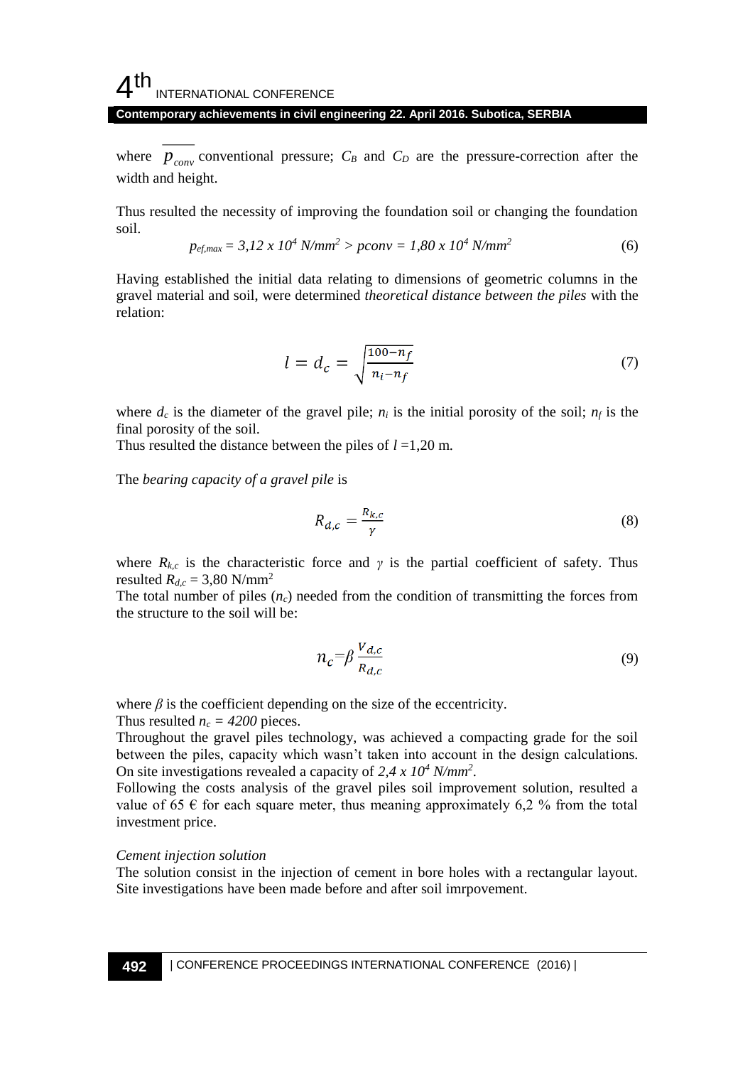where $\overline{p_{conv}}$ conventional pressure; $C_B$ and $C_D$ are the pressure-correction after the width and height.

Thus resulted the necessity of improving the foundation soil or changing the foundation soil.

$$p_{ef,max} = 3{,}12 \times 10^4 \ N/mm^2 > pconv = 1{,}80 \times 10^4 \ N/mm^2 \tag{6}$$

Having established the initial data relating to dimensions of geometric columns in the gravel material and soil, were determined *theoretical distance between the piles* with the relation:

$$l = d_c = \sqrt{\frac{100 - n_f}{n_i - n_f}} \tag{7}$$

where $d_c$ is the diameter of the gravel pile; $n_i$ is the initial porosity of the soil; $n_f$ is the final porosity of the soil.
Thus resulted the distance between the piles of $l$ =1,20 m.

The *bearing capacity of a gravel pile* is

$$R_{d,c} = \frac{R_{k,c}}{\gamma} \tag{8}$$

where $R_{k,c}$ is the characteristic force and $\gamma$ is the partial coefficient of safety. Thus resulted $R_{d,c}$ = 3,80 N/mm$^2$

The total number of piles ($n_c$) needed from the condition of transmitting the forces from the structure to the soil will be:

$$n_c = \beta \frac{V_{d,c}}{R_{d,c}} \tag{9}$$

where $\beta$ is the coefficient depending on the size of the eccentricity.
Thus resulted $n_c = 4200$ pieces.
Throughout the gravel piles technology, was achieved a compacting grade for the soil between the piles, capacity which wasn't taken into account in the design calculations. On site investigations revealed a capacity of $2{,}4 \times 10^4 \ N/mm^2$.
Following the costs analysis of the gravel piles soil improvement solution, resulted a value of 65 € for each square meter, thus meaning approximately 6,2 % from the total investment price.

*Cement injection solution*
The solution consist in the injection of cement in bore holes with a rectangular layout. Site investigations have been made before and after soil imrpovement.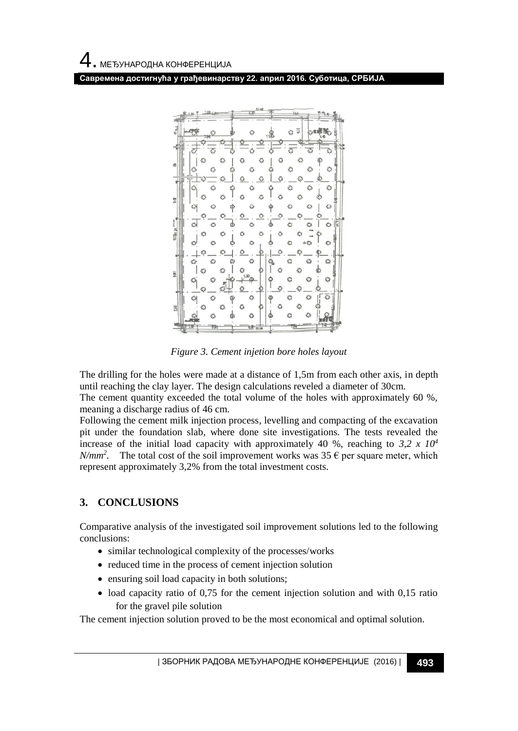*Figure 3. Cement injetion bore holes layout*

The drilling for the holes were made at a distance of 1,5m from each other axis, in depth until reaching the clay layer. The design calculations reveled a diameter of 30cm.

The cement quantity exceeded the total volume of the holes with approximately 60 %, meaning a discharge radius of 46 cm.

Following the cement milk injection process, levelling and compacting of the excavation pit under the foundation slab, where done site investigations. The tests revealed the increase of the initial load capacity with approximately 40 %, reaching to $3{,}2 \times 10^4$ $N/mm^2$. The total cost of the soil improvement works was 35 € per square meter, which represent approximately 3,2% from the total investment costs.

## 3. CONCLUSIONS

Comparative analysis of the investigated soil improvement solutions led to the following conclusions:

- similar technological complexity of the processes/works
- reduced time in the process of cement injection solution
- ensuring soil load capacity in both solutions;
- load capacity ratio of 0,75 for the cement injection solution and with 0,15 ratio for the gravel pile solution

The cement injection solution proved to be the most economical and optimal solution.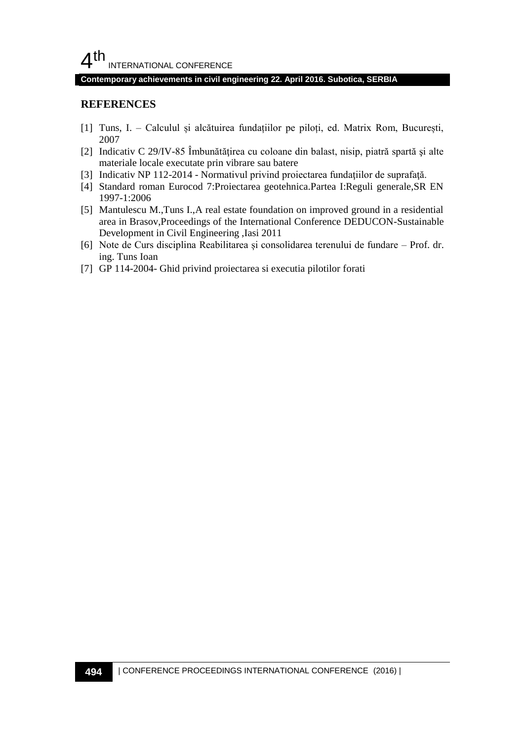## REFERENCES

[1] Tuns, I. – Calculul și alcătuirea fundațiilor pe piloți, ed. Matrix Rom, București, 2007

[2] Indicativ C 29/IV-85 Îmbunătățirea cu coloane din balast, nisip, piatră spartă şi alte materiale locale executate prin vibrare sau batere

[3] Indicativ NP 112-2014 - Normativul privind proiectarea fundaţiilor de suprafaţă.

[4] Standard roman Eurocod 7:Proiectarea geotehnica.Partea I:Reguli generale,SR EN 1997-1:2006

[5] Mantulescu M.,Tuns I.,A real estate foundation on improved ground in a residential area in Brasov,Proceedings of the International Conference DEDUCON-Sustainable Development in Civil Engineering ,Iasi 2011

[6] Note de Curs disciplina Reabilitarea și consolidarea terenului de fundare – Prof. dr. ing. Tuns Ioan

[7] GP 114-2004- Ghid privind proiectarea si executia pilotilor forati